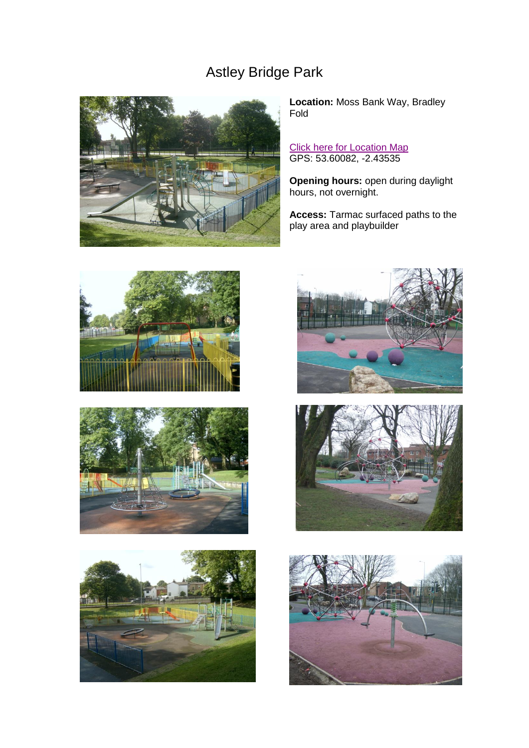# Astley Bridge Park

**Location:** Moss Bank Way, Bradley Fold

Click here for Location Map
GPS: 53.60082, -2.43535

**Opening hours:** open during daylight hours, not overnight.

**Access:** Tarmac surfaced paths to the play area and playbuilder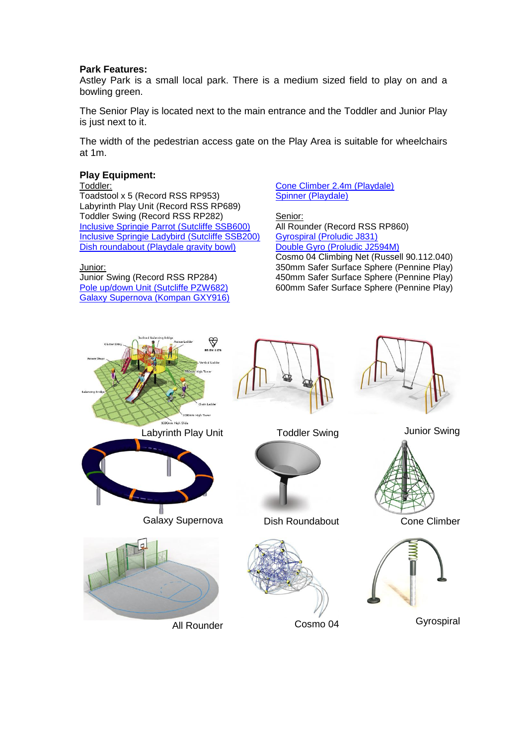**Park Features:**

Astley Park is a small local park. There is a medium sized field to play on and a bowling green.

The Senior Play is located next to the main entrance and the Toddler and Junior Play is just next to it.

The width of the pedestrian access gate on the Play Area is suitable for wheelchairs at 1m.

**Play Equipment:**

Toddler:
Toadstool x 5 (Record RSS RP953)
Labyrinth Play Unit (Record RSS RP689)
Toddler Swing (Record RSS RP282)
Inclusive Springie Parrot (Sutcliffe SSB600)
Inclusive Springie Ladybird (Sutcliffe SSB200)
Dish roundabout (Playdale gravity bowl)

Junior:
Junior Swing (Record RSS RP284)
Pole up/down Unit (Sutcliffe PZW682)
Galaxy Supernova (Kompan GXY916)
Cone Climber 2.4m (Playdale)
Spinner (Playdale)

Senior:
All Rounder (Record RSS RP860)
Gyrospiral (Proludic J831)
Double Gyro (Proludic J2594M)
Cosmo 04 Climbing Net (Russell 90.112.040)
350mm Safer Surface Sphere (Pennine Play)
450mm Safer Surface Sphere (Pennine Play)
600mm Safer Surface Sphere (Pennine Play)

Labyrinth Play Unit

Toddler Swing

Junior Swing

Galaxy Supernova

Dish Roundabout

Cone Climber

All Rounder

Cosmo 04

Gyrospiral